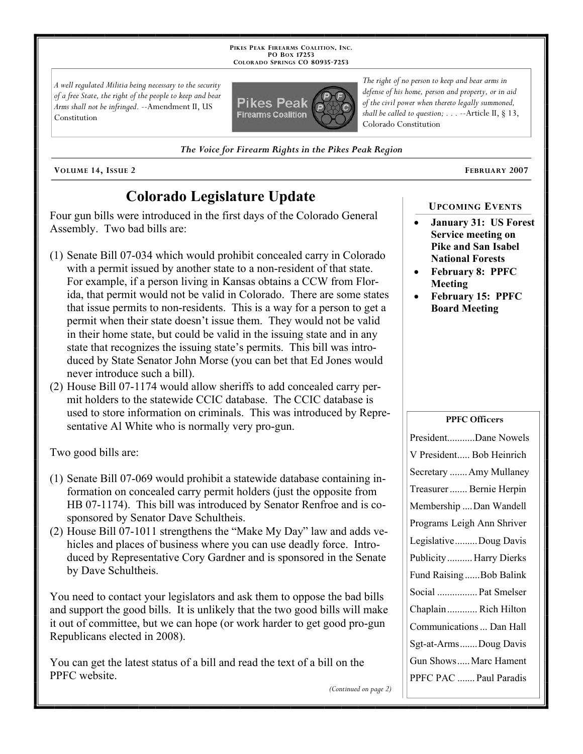**Pikes Peak Firearms Coalition, Inc.**
**PO Box 17253**
**Colorado Springs CO 80935-7253**

*A well regulated Militia being necessary to the security of a free State, the right of the people to keep and bear Arms shall not be infringed.* --Amendment II, US Constitution

*The right of no person to keep and bear arms in defense of his home, person and property, or in aid of the civil power when thereto legally summoned, shall be called to question; . . .* --Article II, § 13, Colorado Constitution

*The Voice for Firearm Rights in the Pikes Peak Region*

Volume 14, Issue 2 — February 2007

# Colorado Legislature Update

Four gun bills were introduced in the first days of the Colorado General Assembly. Two bad bills are:

(1) Senate Bill 07-034 which would prohibit concealed carry in Colorado with a permit issued by another state to a non-resident of that state. For example, if a person living in Kansas obtains a CCW from Florida, that permit would not be valid in Colorado. There are some states that issue permits to non-residents. This is a way for a person to get a permit when their state doesn't issue them. They would not be valid in their home state, but could be valid in the issuing state and in any state that recognizes the issuing state's permits. This bill was introduced by State Senator John Morse (you can bet that Ed Jones would never introduce such a bill).

(2) House Bill 07-1174 would allow sheriffs to add concealed carry permit holders to the statewide CCIC database. The CCIC database is used to store information on criminals. This was introduced by Representative Al White who is normally very pro-gun.

Two good bills are:

(1) Senate Bill 07-069 would prohibit a statewide database containing information on concealed carry permit holders (just the opposite from HB 07-1174). This bill was introduced by Senator Renfroe and is co-sponsored by Senator Dave Schultheis.

(2) House Bill 07-1011 strengthens the "Make My Day" law and adds vehicles and places of business where you can use deadly force. Introduced by Representative Cory Gardner and is sponsored in the Senate by Dave Schultheis.

You need to contact your legislators and ask them to oppose the bad bills and support the good bills. It is unlikely that the two good bills will make it out of committee, but we can hope (or work harder to get good pro-gun Republicans elected in 2008).

You can get the latest status of a bill and read the text of a bill on the PPFC website.

*(Continued on page 2)*

## Upcoming Events

- **January 31: US Forest Service meeting on Pike and San Isabel National Forests**
- **February 8: PPFC Meeting**
- **February 15: PPFC Board Meeting**

## PPFC Officers

| Position | Name |
| --- | --- |
| President | Dane Nowels |
| V President | Bob Heinrich |
| Secretary | Amy Mullaney |
| Treasurer | Bernie Herpin |
| Membership | Dan Wandell |
| Programs | Leigh Ann Shriver |
| Legislative | Doug Davis |
| Publicity | Harry Dierks |
| Fund Raising | Bob Balink |
| Social | Pat Smelser |
| Chaplain | Rich Hilton |
| Communications | Dan Hall |
| Sgt-at-Arms | Doug Davis |
| Gun Shows | Marc Hament |
| PPFC PAC | Paul Paradis |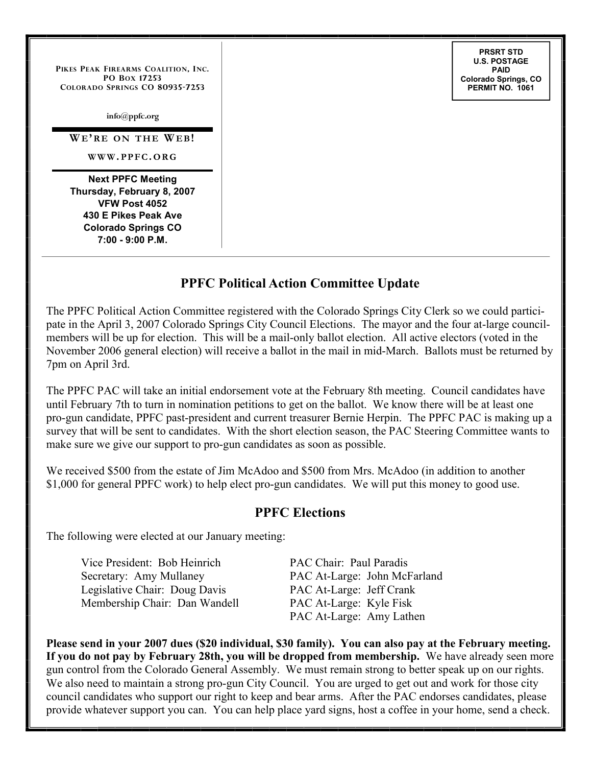**Pikes Peak Firearms Coalition, Inc.**
PO Box 17253
Colorado Springs CO 80935-7253

info@ppfc.org

**We're on the Web!**

**www.ppfc.org**

**Next PPFC Meeting**
**Thursday, February 8, 2007**
**VFW Post 4052**
**430 E Pikes Peak Ave**
**Colorado Springs CO**
**7:00 - 9:00 P.M.**

PRSRT STD
U.S. POSTAGE
PAID
Colorado Springs, CO
PERMIT NO. 1061

## PPFC Political Action Committee Update

The PPFC Political Action Committee registered with the Colorado Springs City Clerk so we could participate in the April 3, 2007 Colorado Springs City Council Elections. The mayor and the four at-large councilmembers will be up for election. This will be a mail-only ballot election. All active electors (voted in the November 2006 general election) will receive a ballot in the mail in mid-March. Ballots must be returned by 7pm on April 3rd.

The PPFC PAC will take an initial endorsement vote at the February 8th meeting. Council candidates have until February 7th to turn in nomination petitions to get on the ballot. We know there will be at least one pro-gun candidate, PPFC past-president and current treasurer Bernie Herpin. The PPFC PAC is making up a survey that will be sent to candidates. With the short election season, the PAC Steering Committee wants to make sure we give our support to pro-gun candidates as soon as possible.

We received $500 from the estate of Jim McAdoo and $500 from Mrs. McAdoo (in addition to another $1,000 for general PPFC work) to help elect pro-gun candidates. We will put this money to good use.

## PPFC Elections

The following were elected at our January meeting:

Vice President: Bob Heinrich
Secretary: Amy Mullaney
Legislative Chair: Doug Davis
Membership Chair: Dan Wandell

PAC Chair: Paul Paradis
PAC At-Large: John McFarland
PAC At-Large: Jeff Crank
PAC At-Large: Kyle Fisk
PAC At-Large: Amy Lathen

**Please send in your 2007 dues ($20 individual, $30 family). You can also pay at the February meeting. If you do not pay by February 28th, you will be dropped from membership.** We have already seen more gun control from the Colorado General Assembly. We must remain strong to better speak up on our rights. We also need to maintain a strong pro-gun City Council. You are urged to get out and work for those city council candidates who support our right to keep and bear arms. After the PAC endorses candidates, please provide whatever support you can. You can help place yard signs, host a coffee in your home, send a check.